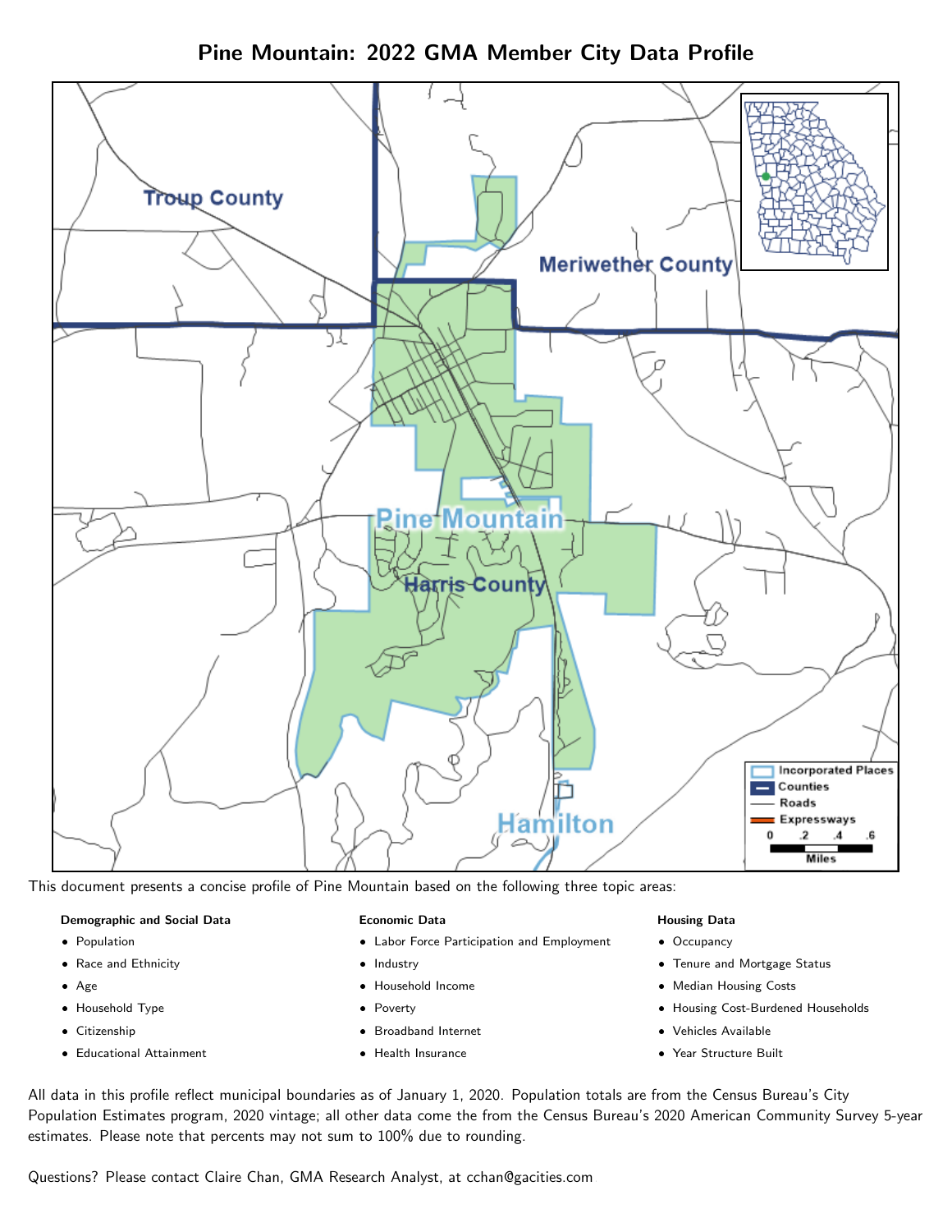# Pine Mountain: 2022 GMA Member City Data Profile

This document presents a concise profile of Pine Mountain based on the following three topic areas:

**Demographic and Social Data**

- Population
- Race and Ethnicity
- Age
- Household Type
- Citizenship
- Educational Attainment

**Economic Data**

- Labor Force Participation and Employment
- Industry
- Household Income
- Poverty
- Broadband Internet
- Health Insurance

**Housing Data**

- Occupancy
- Tenure and Mortgage Status
- Median Housing Costs
- Housing Cost-Burdened Households
- Vehicles Available
- Year Structure Built

All data in this profile reflect municipal boundaries as of January 1, 2020. Population totals are from the Census Bureau's City Population Estimates program, 2020 vintage; all other data come the from the Census Bureau's 2020 American Community Survey 5-year estimates. Please note that percents may not sum to 100% due to rounding.

Questions? Please contact Claire Chan, GMA Research Analyst, at cchan@gacities.com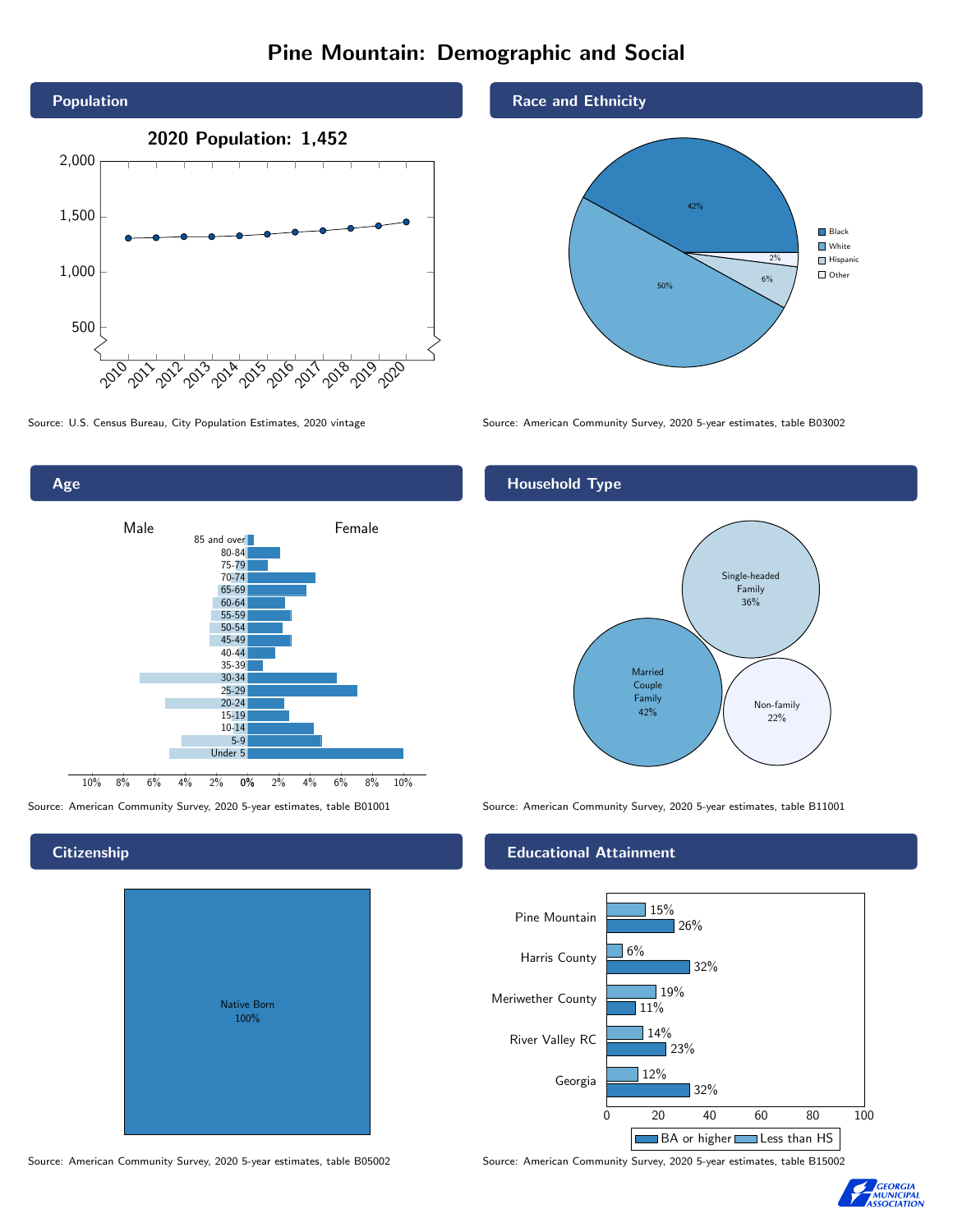# Pine Mountain: Demographic and Social

## Population

**2020 Population: 1,452**

Source: U.S. Census Bureau, City Population Estimates, 2020 vintage

## Race and Ethnicity

| Race/Ethnicity | Share |
|---|---|
| Black | 42% |
| White | 50% |
| Hispanic | 6% |
| Other | 2% |

Source: American Community Survey, 2020 5-year estimates, table B03002

## Age

Source: American Community Survey, 2020 5-year estimates, table B01001

## Household Type

| Household Type | Share |
|---|---|
| Married Couple Family | 42% |
| Single-headed Family | 36% |
| Non-family | 22% |

Source: American Community Survey, 2020 5-year estimates, table B11001

## Citizenship

Native Born 100%

Source: American Community Survey, 2020 5-year estimates, table B05002

## Educational Attainment

| Area | Less than HS | BA or higher |
|---|---|---|
| Pine Mountain | 15% | 26% |
| Harris County | 6% | 32% |
| Meriwether County | 19% | 11% |
| River Valley RC | 14% | 23% |
| Georgia | 12% | 32% |

Source: American Community Survey, 2020 5-year estimates, table B15002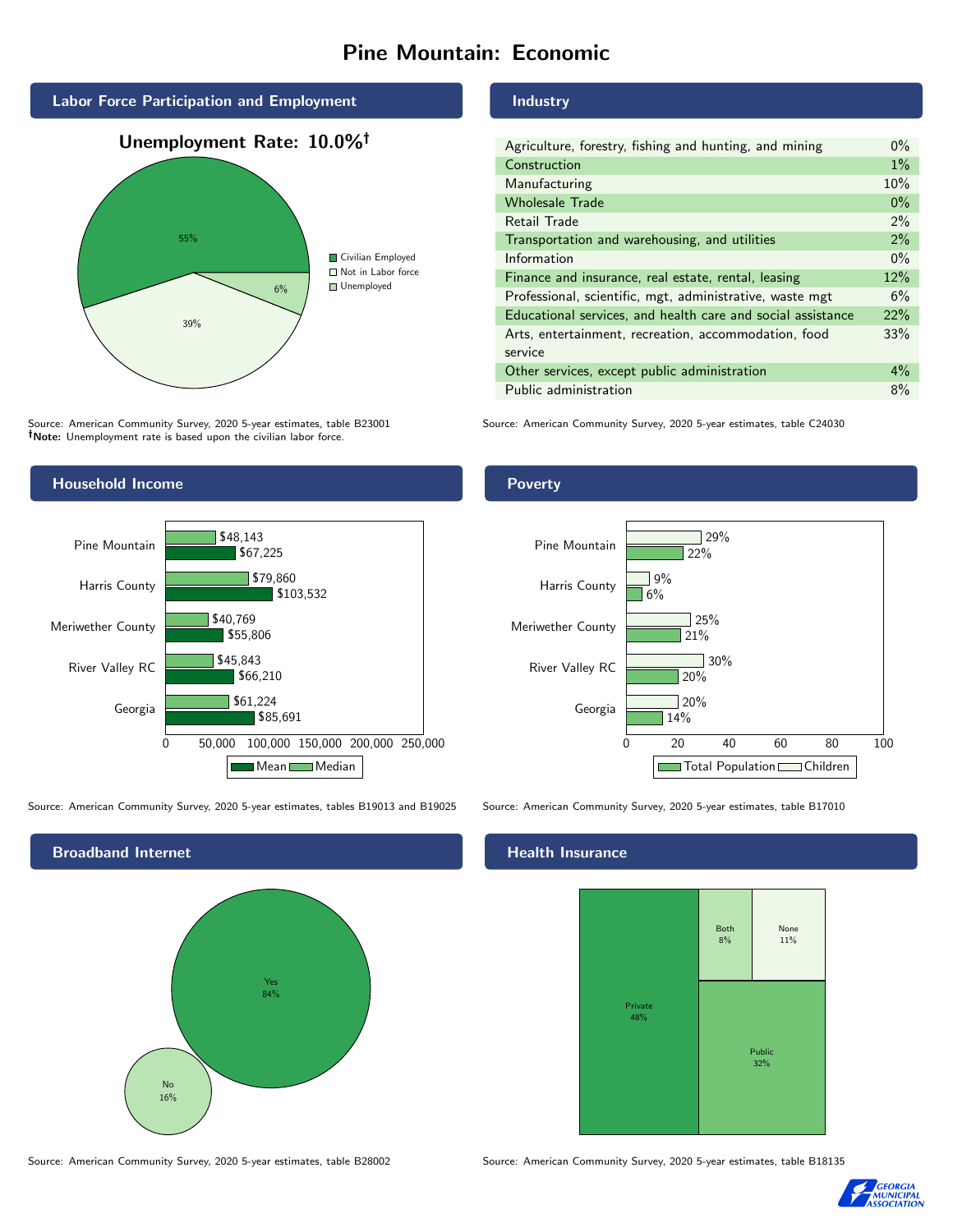# Pine Mountain: Economic

## Labor Force Participation and Employment

**Unemployment Rate: 10.0%†**

| Category | Percent |
|---|---|
| Civilian Employed | 55% |
| Not in Labor force | 39% |
| Unemployed | 6% |

Source: American Community Survey, 2020 5-year estimates, table B23001
**†Note:** Unemployment rate is based upon the civilian labor force.

## Industry

| Industry | Percent |
|---|---|
| Agriculture, forestry, fishing and hunting, and mining | 0% |
| Construction | 1% |
| Manufacturing | 10% |
| Wholesale Trade | 0% |
| Retail Trade | 2% |
| Transportation and warehousing, and utilities | 2% |
| Information | 0% |
| Finance and insurance, real estate, rental, leasing | 12% |
| Professional, scientific, mgt, administrative, waste mgt | 6% |
| Educational services, and health care and social assistance | 22% |
| Arts, entertainment, recreation, accommodation, food service | 33% |
| Other services, except public administration | 4% |
| Public administration | 8% |

Source: American Community Survey, 2020 5-year estimates, table C24030

## Household Income

| Area | Median | Mean |
|---|---|---|
| Pine Mountain | $48,143 | $67,225 |
| Harris County | $79,860 | $103,532 |
| Meriwether County | $40,769 | $55,806 |
| River Valley RC | $45,843 | $66,210 |
| Georgia | $61,224 | $85,691 |

Source: American Community Survey, 2020 5-year estimates, tables B19013 and B19025

## Poverty

| Area | Children | Total Population |
|---|---|---|
| Pine Mountain | 29% | 22% |
| Harris County | 9% | 6% |
| Meriwether County | 25% | 21% |
| River Valley RC | 30% | 20% |
| Georgia | 20% | 14% |

Source: American Community Survey, 2020 5-year estimates, table B17010

## Broadband Internet

| Response | Percent |
|---|---|
| Yes | 84% |
| No | 16% |

Source: American Community Survey, 2020 5-year estimates, table B28002

## Health Insurance

| Type | Percent |
|---|---|
| Private | 48% |
| Public | 32% |
| Both | 8% |
| None | 11% |

Source: American Community Survey, 2020 5-year estimates, table B18135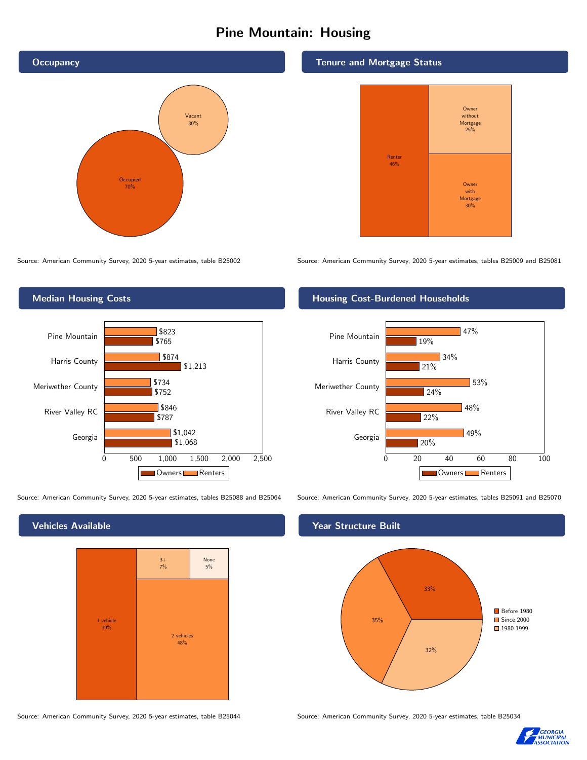# Pine Mountain: Housing

## Occupancy

Vacant
30%

Occupied
70%

Source: American Community Survey, 2020 5-year estimates, table B25002

## Tenure and Mortgage Status

Renter
46%

Owner without Mortgage
25%

Owner with Mortgage
30%

Source: American Community Survey, 2020 5-year estimates, tables B25009 and B25081

## Median Housing Costs

Pine Mountain
$823
$765

Harris County
$874
$1,213

Meriwether County
$734
$752

River Valley RC
$846
$787

Georgia
$1,042
$1,068

0 500 1,000 1,500 2,000 2,500

Owners Renters

Source: American Community Survey, 2020 5-year estimates, tables B25088 and B25064

## Housing Cost-Burdened Households

Pine Mountain
47%
19%

Harris County
34%
21%

Meriwether County
53%
24%

River Valley RC
48%
22%

Georgia
49%
20%

0 20 40 60 80 100

Owners Renters

Source: American Community Survey, 2020 5-year estimates, tables B25091 and B25070

## Vehicles Available

1 vehicle
39%

3+
7%

None
5%

2 vehicles
48%

Source: American Community Survey, 2020 5-year estimates, table B25044

## Year Structure Built

33%
35%
32%

Before 1980
Since 2000
1980-1999

Source: American Community Survey, 2020 5-year estimates, table B25034